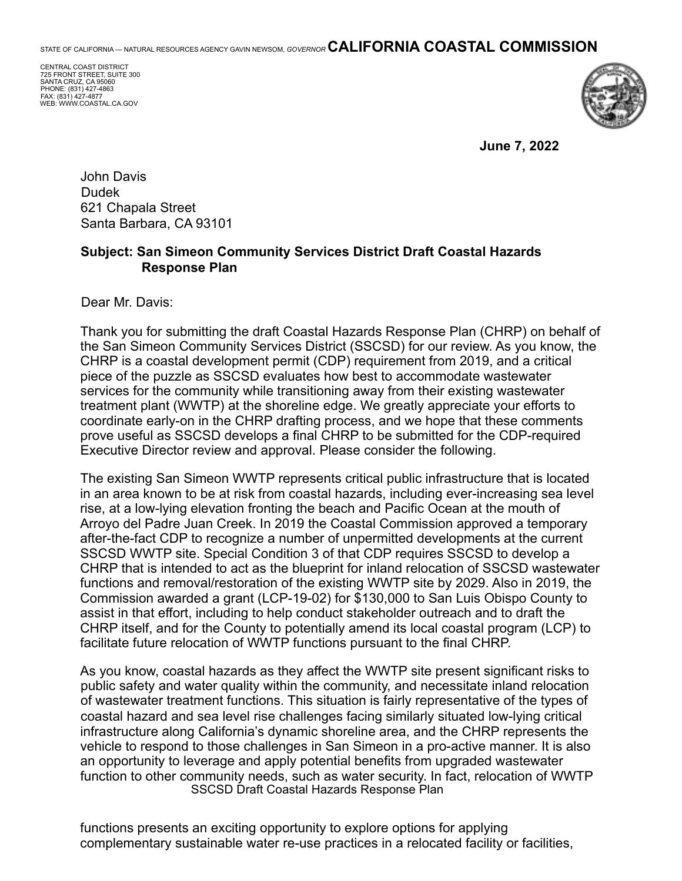STATE OF CALIFORNIA — NATURAL RESOURCES AGENCY GAVIN NEWSOM, *GOVERNOR* **CALIFORNIA COASTAL COMMISSION**

CENTRAL COAST DISTRICT
725 FRONT STREET, SUITE 300
SANTA CRUZ, CA 95060
PHONE: (831) 427-4863
FAX: (831) 427-4877
WEB: WWW.COASTAL.CA.GOV

**June 7, 2022**

John Davis
Dudek
621 Chapala Street
Santa Barbara, CA 93101

**Subject: San Simeon Community Services District Draft Coastal Hazards Response Plan**

Dear Mr. Davis:

Thank you for submitting the draft Coastal Hazards Response Plan (CHRP) on behalf of the San Simeon Community Services District (SSCSD) for our review. As you know, the CHRP is a coastal development permit (CDP) requirement from 2019, and a critical piece of the puzzle as SSCSD evaluates how best to accommodate wastewater services for the community while transitioning away from their existing wastewater treatment plant (WWTP) at the shoreline edge. We greatly appreciate your efforts to coordinate early-on in the CHRP drafting process, and we hope that these comments prove useful as SSCSD develops a final CHRP to be submitted for the CDP-required Executive Director review and approval. Please consider the following.

The existing San Simeon WWTP represents critical public infrastructure that is located in an area known to be at risk from coastal hazards, including ever-increasing sea level rise, at a low-lying elevation fronting the beach and Pacific Ocean at the mouth of Arroyo del Padre Juan Creek. In 2019 the Coastal Commission approved a temporary after-the-fact CDP to recognize a number of unpermitted developments at the current SSCSD WWTP site. Special Condition 3 of that CDP requires SSCSD to develop a CHRP that is intended to act as the blueprint for inland relocation of SSCSD wastewater functions and removal/restoration of the existing WWTP site by 2029. Also in 2019, the Commission awarded a grant (LCP-19-02) for $130,000 to San Luis Obispo County to assist in that effort, including to help conduct stakeholder outreach and to draft the CHRP itself, and for the County to potentially amend its local coastal program (LCP) to facilitate future relocation of WWTP functions pursuant to the final CHRP.

As you know, coastal hazards as they affect the WWTP site present significant risks to public safety and water quality within the community, and necessitate inland relocation of wastewater treatment functions. This situation is fairly representative of the types of coastal hazard and sea level rise challenges facing similarly situated low-lying critical infrastructure along California's dynamic shoreline area, and the CHRP represents the vehicle to respond to those challenges in San Simeon in a pro-active manner. It is also an opportunity to leverage and apply potential benefits from upgraded wastewater function to other community needs, such as water security. In fact, relocation of WWTP functions presents an exciting opportunity to explore options for applying complementary sustainable water re-use practices in a relocated facility or facilities,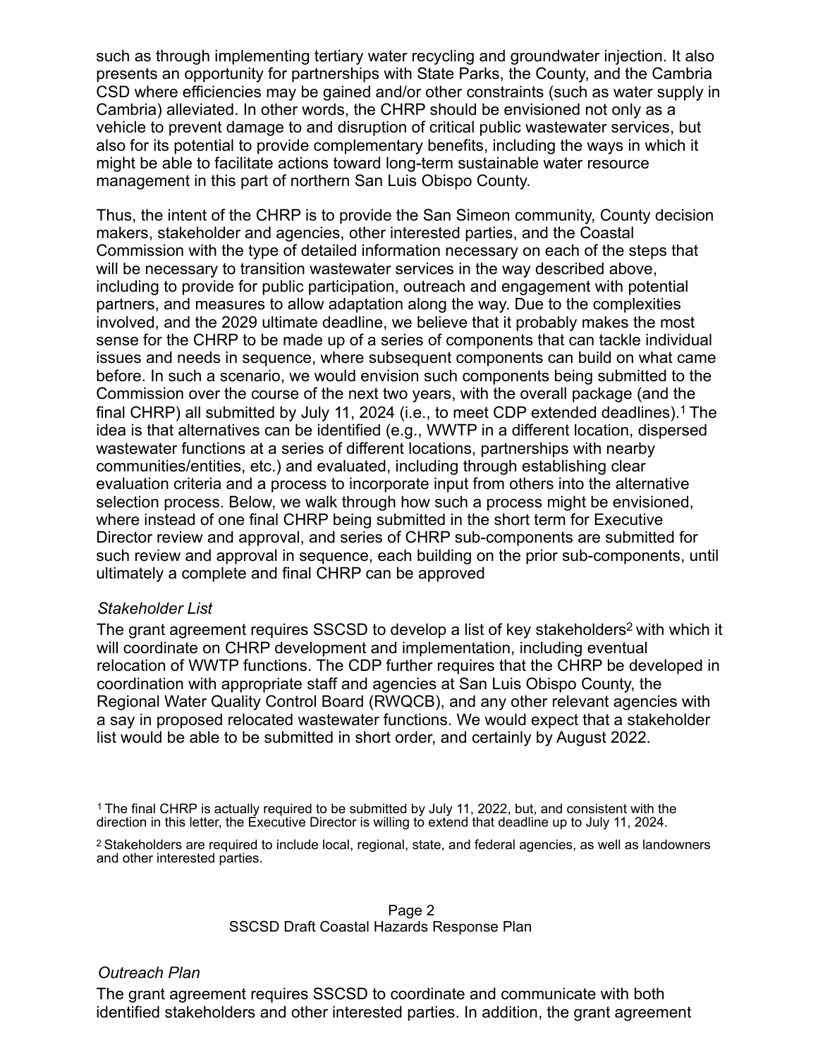such as through implementing tertiary water recycling and groundwater injection. It also presents an opportunity for partnerships with State Parks, the County, and the Cambria CSD where efficiencies may be gained and/or other constraints (such as water supply in Cambria) alleviated. In other words, the CHRP should be envisioned not only as a vehicle to prevent damage to and disruption of critical public wastewater services, but also for its potential to provide complementary benefits, including the ways in which it might be able to facilitate actions toward long-term sustainable water resource management in this part of northern San Luis Obispo County.

Thus, the intent of the CHRP is to provide the San Simeon community, County decision makers, stakeholder and agencies, other interested parties, and the Coastal Commission with the type of detailed information necessary on each of the steps that will be necessary to transition wastewater services in the way described above, including to provide for public participation, outreach and engagement with potential partners, and measures to allow adaptation along the way. Due to the complexities involved, and the 2029 ultimate deadline, we believe that it probably makes the most sense for the CHRP to be made up of a series of components that can tackle individual issues and needs in sequence, where subsequent components can build on what came before. In such a scenario, we would envision such components being submitted to the Commission over the course of the next two years, with the overall package (and the final CHRP) all submitted by July 11, 2024 (i.e., to meet CDP extended deadlines).[1] The idea is that alternatives can be identified (e.g., WWTP in a different location, dispersed wastewater functions at a series of different locations, partnerships with nearby communities/entities, etc.) and evaluated, including through establishing clear evaluation criteria and a process to incorporate input from others into the alternative selection process. Below, we walk through how such a process might be envisioned, where instead of one final CHRP being submitted in the short term for Executive Director review and approval, and series of CHRP sub-components are submitted for such review and approval in sequence, each building on the prior sub-components, until ultimately a complete and final CHRP can be approved

*Stakeholder List*

The grant agreement requires SSCSD to develop a list of key stakeholders[2] with which it will coordinate on CHRP development and implementation, including eventual relocation of WWTP functions. The CDP further requires that the CHRP be developed in coordination with appropriate staff and agencies at San Luis Obispo County, the Regional Water Quality Control Board (RWQCB), and any other relevant agencies with a say in proposed relocated wastewater functions. We would expect that a stakeholder list would be able to be submitted in short order, and certainly by August 2022.

[1] The final CHRP is actually required to be submitted by July 11, 2022, but, and consistent with the direction in this letter, the Executive Director is willing to extend that deadline up to July 11, 2024.

[2] Stakeholders are required to include local, regional, state, and federal agencies, as well as landowners and other interested parties.

*Outreach Plan*

The grant agreement requires SSCSD to coordinate and communicate with both identified stakeholders and other interested parties. In addition, the grant agreement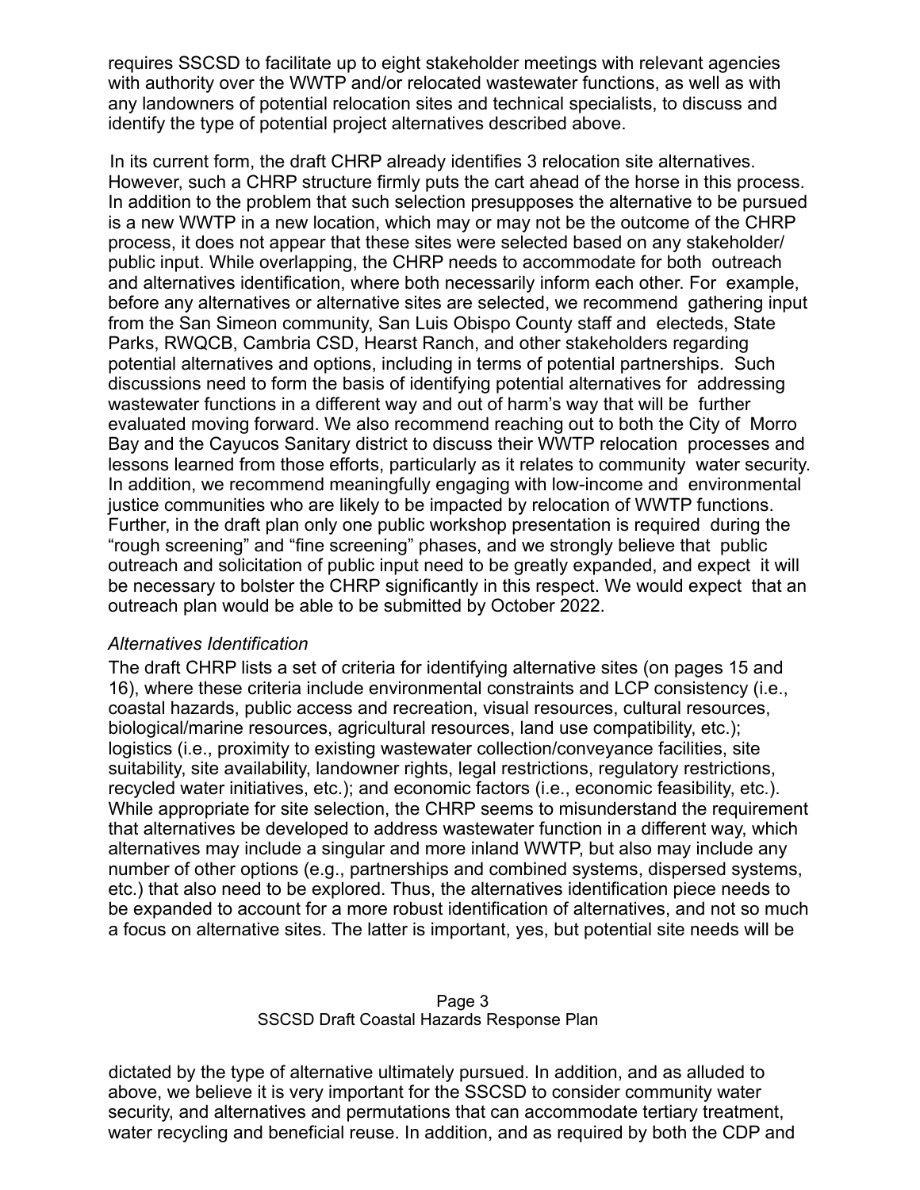requires SSCSD to facilitate up to eight stakeholder meetings with relevant agencies with authority over the WWTP and/or relocated wastewater functions, as well as with any landowners of potential relocation sites and technical specialists, to discuss and identify the type of potential project alternatives described above.

In its current form, the draft CHRP already identifies 3 relocation site alternatives. However, such a CHRP structure firmly puts the cart ahead of the horse in this process. In addition to the problem that such selection presupposes the alternative to be pursued is a new WWTP in a new location, which may or may not be the outcome of the CHRP process, it does not appear that these sites were selected based on any stakeholder/ public input. While overlapping, the CHRP needs to accommodate for both outreach and alternatives identification, where both necessarily inform each other. For example, before any alternatives or alternative sites are selected, we recommend gathering input from the San Simeon community, San Luis Obispo County staff and electeds, State Parks, RWQCB, Cambria CSD, Hearst Ranch, and other stakeholders regarding potential alternatives and options, including in terms of potential partnerships. Such discussions need to form the basis of identifying potential alternatives for addressing wastewater functions in a different way and out of harm's way that will be further evaluated moving forward. We also recommend reaching out to both the City of Morro Bay and the Cayucos Sanitary district to discuss their WWTP relocation processes and lessons learned from those efforts, particularly as it relates to community water security. In addition, we recommend meaningfully engaging with low-income and environmental justice communities who are likely to be impacted by relocation of WWTP functions. Further, in the draft plan only one public workshop presentation is required during the "rough screening" and "fine screening" phases, and we strongly believe that public outreach and solicitation of public input need to be greatly expanded, and expect it will be necessary to bolster the CHRP significantly in this respect. We would expect that an outreach plan would be able to be submitted by October 2022.

*Alternatives Identification*

The draft CHRP lists a set of criteria for identifying alternative sites (on pages 15 and 16), where these criteria include environmental constraints and LCP consistency (i.e., coastal hazards, public access and recreation, visual resources, cultural resources, biological/marine resources, agricultural resources, land use compatibility, etc.); logistics (i.e., proximity to existing wastewater collection/conveyance facilities, site suitability, site availability, landowner rights, legal restrictions, regulatory restrictions, recycled water initiatives, etc.); and economic factors (i.e., economic feasibility, etc.). While appropriate for site selection, the CHRP seems to misunderstand the requirement that alternatives be developed to address wastewater function in a different way, which alternatives may include a singular and more inland WWTP, but also may include any number of other options (e.g., partnerships and combined systems, dispersed systems, etc.) that also need to be explored. Thus, the alternatives identification piece needs to be expanded to account for a more robust identification of alternatives, and not so much a focus on alternative sites. The latter is important, yes, but potential site needs will be dictated by the type of alternative ultimately pursued. In addition, and as alluded to above, we believe it is very important for the SSCSD to consider community water security, and alternatives and permutations that can accommodate tertiary treatment, water recycling and beneficial reuse. In addition, and as required by both the CDP and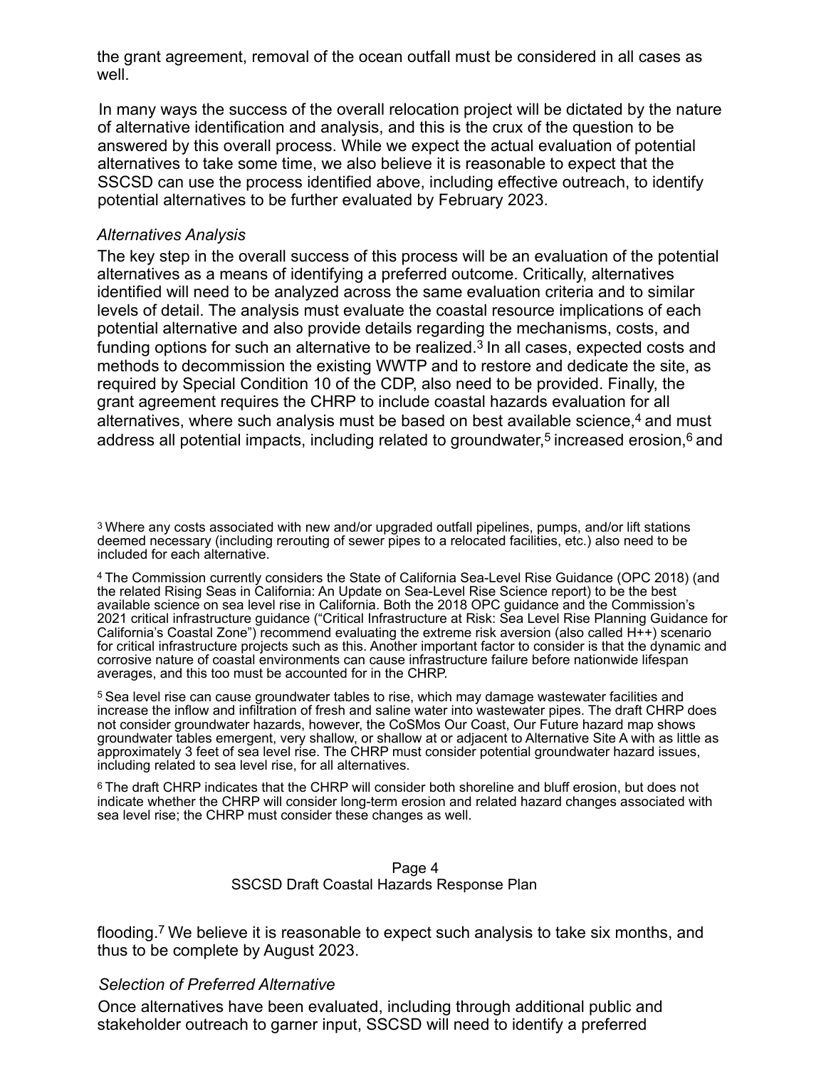the grant agreement, removal of the ocean outfall must be considered in all cases as well.

In many ways the success of the overall relocation project will be dictated by the nature of alternative identification and analysis, and this is the crux of the question to be answered by this overall process. While we expect the actual evaluation of potential alternatives to take some time, we also believe it is reasonable to expect that the SSCSD can use the process identified above, including effective outreach, to identify potential alternatives to be further evaluated by February 2023.

*Alternatives Analysis*

The key step in the overall success of this process will be an evaluation of the potential alternatives as a means of identifying a preferred outcome. Critically, alternatives identified will need to be analyzed across the same evaluation criteria and to similar levels of detail. The analysis must evaluate the coastal resource implications of each potential alternative and also provide details regarding the mechanisms, costs, and funding options for such an alternative to be realized.[3] In all cases, expected costs and methods to decommission the existing WWTP and to restore and dedicate the site, as required by Special Condition 10 of the CDP, also need to be provided. Finally, the grant agreement requires the CHRP to include coastal hazards evaluation for all alternatives, where such analysis must be based on best available science,[4] and must address all potential impacts, including related to groundwater,[5] increased erosion,[6] and flooding.[7] We believe it is reasonable to expect such analysis to take six months, and thus to be complete by August 2023.

*Selection of Preferred Alternative*

Once alternatives have been evaluated, including through additional public and stakeholder outreach to garner input, SSCSD will need to identify a preferred

---

[3] Where any costs associated with new and/or upgraded outfall pipelines, pumps, and/or lift stations deemed necessary (including rerouting of sewer pipes to a relocated facilities, etc.) also need to be included for each alternative.

[4] The Commission currently considers the State of California Sea-Level Rise Guidance (OPC 2018) (and the related Rising Seas in California: An Update on Sea-Level Rise Science report) to be the best available science on sea level rise in California. Both the 2018 OPC guidance and the Commission's 2021 critical infrastructure guidance ("Critical Infrastructure at Risk: Sea Level Rise Planning Guidance for California's Coastal Zone") recommend evaluating the extreme risk aversion (also called H++) scenario for critical infrastructure projects such as this. Another important factor to consider is that the dynamic and corrosive nature of coastal environments can cause infrastructure failure before nationwide lifespan averages, and this too must be accounted for in the CHRP.

[5] Sea level rise can cause groundwater tables to rise, which may damage wastewater facilities and increase the inflow and infiltration of fresh and saline water into wastewater pipes. The draft CHRP does not consider groundwater hazards, however, the CoSMos Our Coast, Our Future hazard map shows groundwater tables emergent, very shallow, or shallow at or adjacent to Alternative Site A with as little as approximately 3 feet of sea level rise. The CHRP must consider potential groundwater hazard issues, including related to sea level rise, for all alternatives.

[6] The draft CHRP indicates that the CHRP will consider both shoreline and bluff erosion, but does not indicate whether the CHRP will consider long-term erosion and related hazard changes associated with sea level rise; the CHRP must consider these changes as well.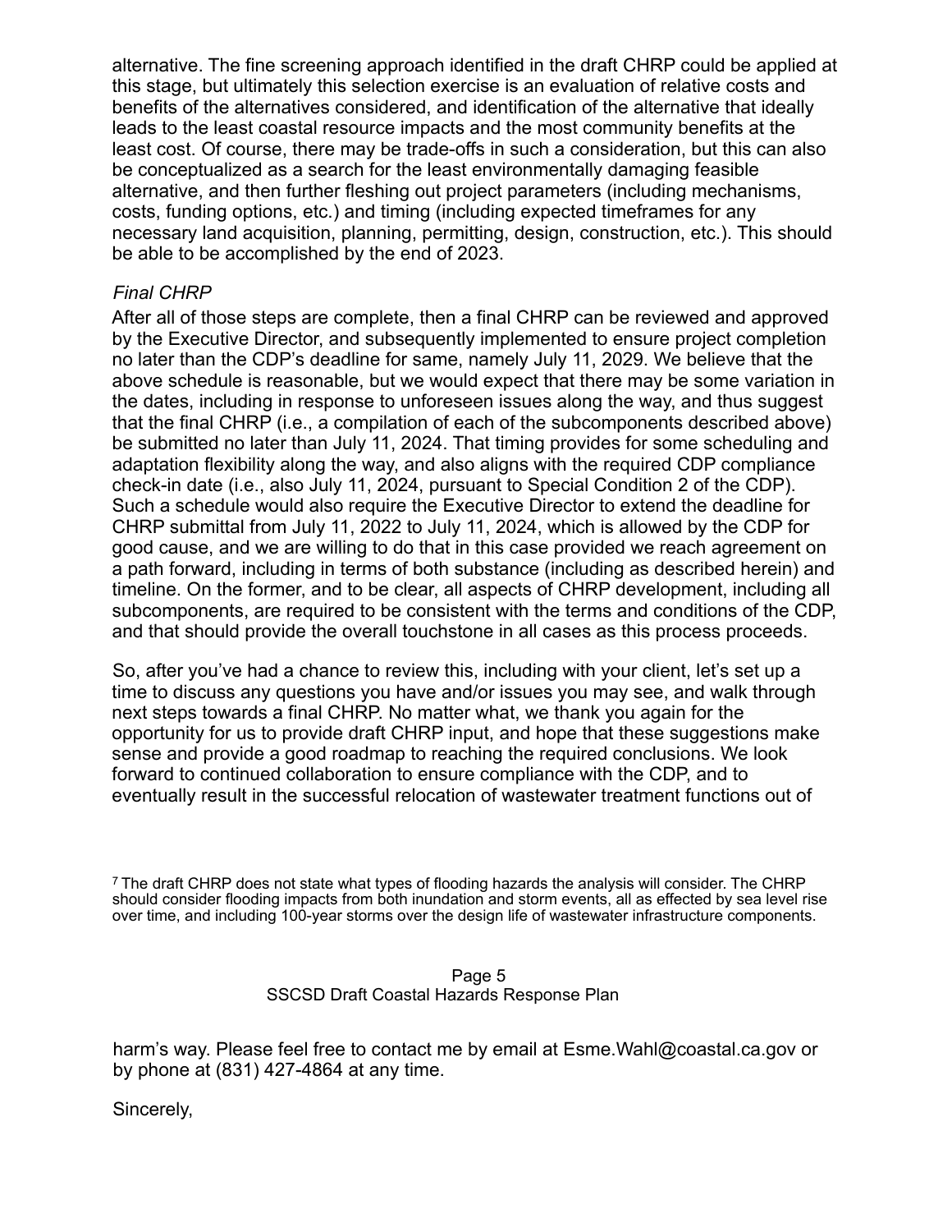alternative. The fine screening approach identified in the draft CHRP could be applied at this stage, but ultimately this selection exercise is an evaluation of relative costs and benefits of the alternatives considered, and identification of the alternative that ideally leads to the least coastal resource impacts and the most community benefits at the least cost. Of course, there may be trade-offs in such a consideration, but this can also be conceptualized as a search for the least environmentally damaging feasible alternative, and then further fleshing out project parameters (including mechanisms, costs, funding options, etc.) and timing (including expected timeframes for any necessary land acquisition, planning, permitting, design, construction, etc.). This should be able to be accomplished by the end of 2023.

*Final CHRP*

After all of those steps are complete, then a final CHRP can be reviewed and approved by the Executive Director, and subsequently implemented to ensure project completion no later than the CDP's deadline for same, namely July 11, 2029. We believe that the above schedule is reasonable, but we would expect that there may be some variation in the dates, including in response to unforeseen issues along the way, and thus suggest that the final CHRP (i.e., a compilation of each of the subcomponents described above) be submitted no later than July 11, 2024. That timing provides for some scheduling and adaptation flexibility along the way, and also aligns with the required CDP compliance check-in date (i.e., also July 11, 2024, pursuant to Special Condition 2 of the CDP). Such a schedule would also require the Executive Director to extend the deadline for CHRP submittal from July 11, 2022 to July 11, 2024, which is allowed by the CDP for good cause, and we are willing to do that in this case provided we reach agreement on a path forward, including in terms of both substance (including as described herein) and timeline. On the former, and to be clear, all aspects of CHRP development, including all subcomponents, are required to be consistent with the terms and conditions of the CDP, and that should provide the overall touchstone in all cases as this process proceeds.

So, after you've had a chance to review this, including with your client, let's set up a time to discuss any questions you have and/or issues you may see, and walk through next steps towards a final CHRP. No matter what, we thank you again for the opportunity for us to provide draft CHRP input, and hope that these suggestions make sense and provide a good roadmap to reaching the required conclusions. We look forward to continued collaboration to ensure compliance with the CDP, and to eventually result in the successful relocation of wastewater treatment functions out of harm's way. Please feel free to contact me by email at Esme.Wahl@coastal.ca.gov or by phone at (831) 427-4864 at any time.

Sincerely,

[7] The draft CHRP does not state what types of flooding hazards the analysis will consider. The CHRP should consider flooding impacts from both inundation and storm events, all as effected by sea level rise over time, and including 100-year storms over the design life of wastewater infrastructure components.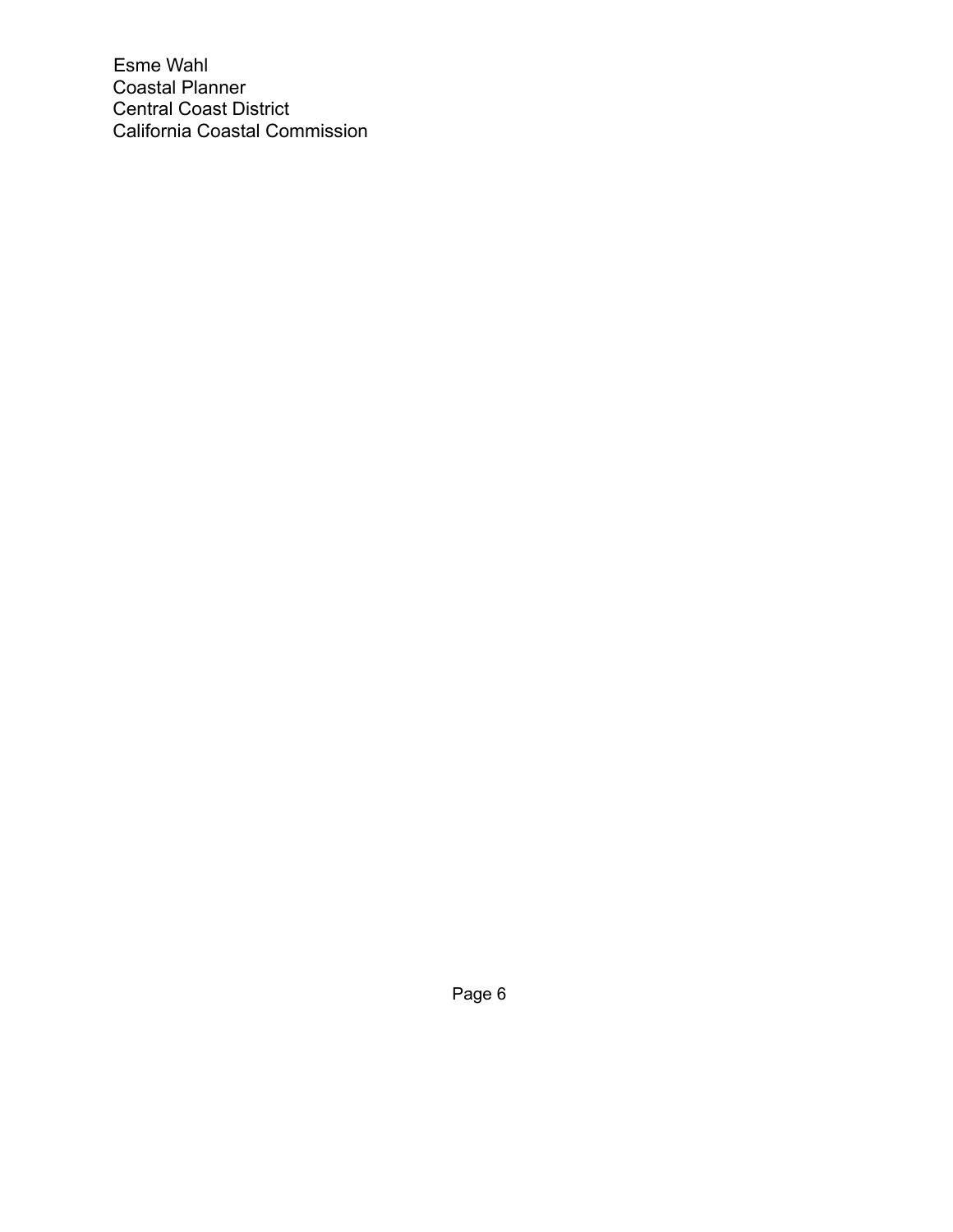Esme Wahl
Coastal Planner
Central Coast District
California Coastal Commission